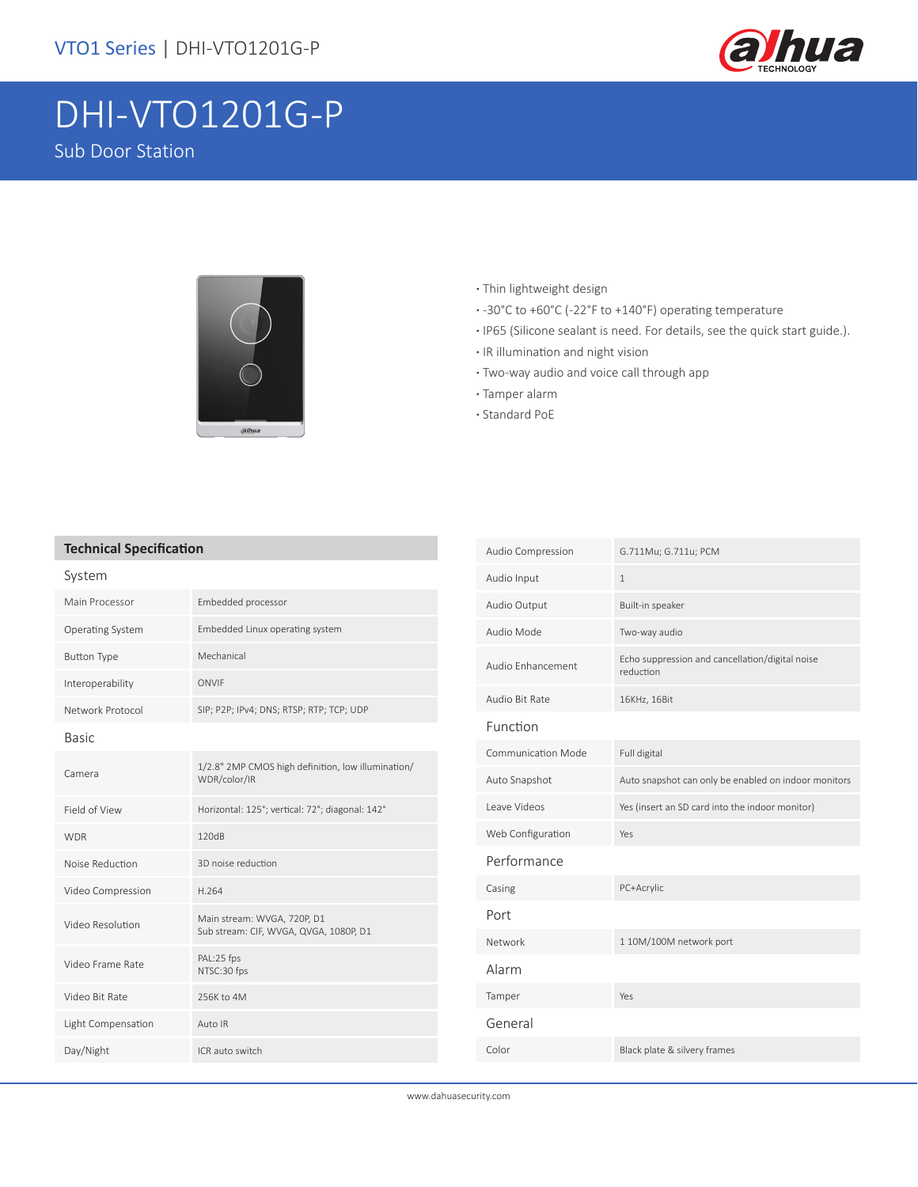VTO1 Series | DHI-VTO1201G-P

# DHI-VTO1201G-P

Sub Door Station

- Thin lightweight design
- -30°C to +60°C (-22°F to +140°F) operating temperature
- IP65 (Silicone sealant is need. For details, see the quick start guide.).
- IR illumination and night vision
- Two-way audio and voice call through app
- Tamper alarm
- Standard PoE

## Technical Specification

### System

| | |
|---|---|
| Main Processor | Embedded processor |
| Operating System | Embedded Linux operating system |
| Button Type | Mechanical |
| Interoperability | ONVIF |
| Network Protocol | SIP; P2P; IPv4; DNS; RTSP; RTP; TCP; UDP |

### Basic

| | |
|---|---|
| Camera | 1/2.8" 2MP CMOS high definition, low illumination/ WDR/color/IR |
| Field of View | Horizontal: 125°; vertical: 72°; diagonal: 142° |
| WDR | 120dB |
| Noise Reduction | 3D noise reduction |
| Video Compression | H.264 |
| Video Resolution | Main stream: WVGA, 720P, D1<br>Sub stream: CIF, WVGA, QVGA, 1080P, D1 |
| Video Frame Rate | PAL:25 fps<br>NTSC:30 fps |
| Video Bit Rate | 256K to 4M |
| Light Compensation | Auto IR |
| Day/Night | ICR auto switch |
| Audio Compression | G.711Mu; G.711u; PCM |
| Audio Input | 1 |
| Audio Output | Built-in speaker |
| Audio Mode | Two-way audio |
| Audio Enhancement | Echo suppression and cancellation/digital noise reduction |
| Audio Bit Rate | 16KHz, 16Bit |

### Function

| | |
|---|---|
| Communication Mode | Full digital |
| Auto Snapshot | Auto snapshot can only be enabled on indoor monitors |
| Leave Videos | Yes (insert an SD card into the indoor monitor) |
| Web Configuration | Yes |

### Performance

| | |
|---|---|
| Casing | PC+Acrylic |

### Port

| | |
|---|---|
| Network | 1 10M/100M network port |

### Alarm

| | |
|---|---|
| Tamper | Yes |

### General

| | |
|---|---|
| Color | Black plate & silvery frames |

www.dahuasecurity.com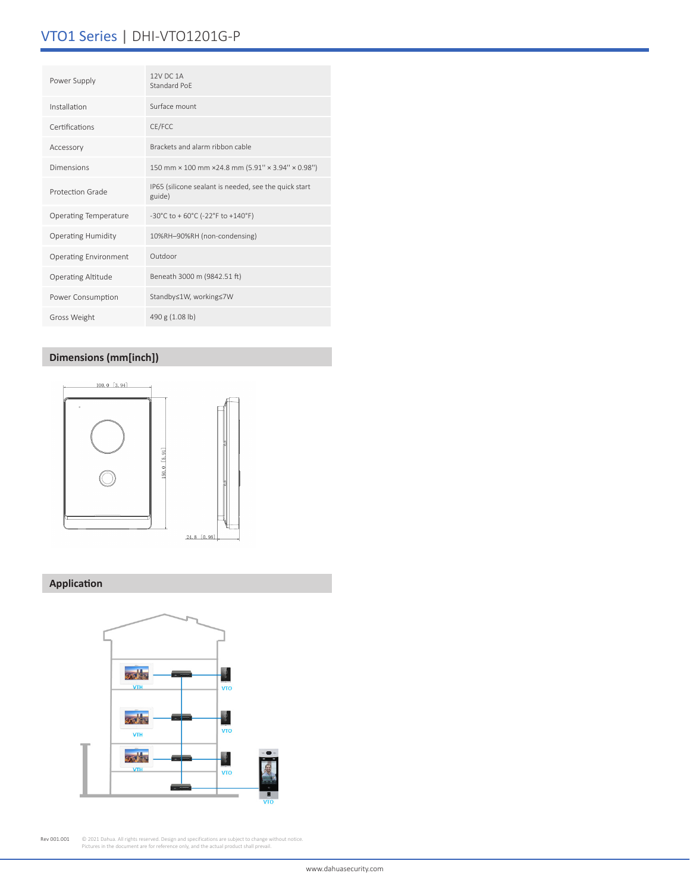# VTO1 Series | DHI-VTO1201G-P

| | |
|---|---|
| Power Supply | 12V DC 1A<br>Standard PoE |
| Installation | Surface mount |
| Certifications | CE/FCC |
| Accessory | Brackets and alarm ribbon cable |
| Dimensions | 150 mm × 100 mm ×24.8 mm (5.91'' × 3.94'' × 0.98'') |
| Protection Grade | IP65 (silicone sealant is needed, see the quick start guide) |
| Operating Temperature | -30°C to + 60°C (-22°F to +140°F) |
| Operating Humidity | 10%RH–90%RH (non-condensing) |
| Operating Environment | Outdoor |
| Operating Altitude | Beneath 3000 m (9842.51 ft) |
| Power Consumption | Standby≤1W, working≤7W |
| Gross Weight | 490 g (1.08 lb) |

## Dimensions (mm[inch])

100.0 [3.94]

150.0 [5.91]

24.8 [0.98]

## Application

VTH

VTO

VTH

VTO

VTH

VTO

VTO

Rev 001.001

© 2021 Dahua. All rights reserved. Design and specifications are subject to change without notice.
Pictures in the document are for reference only, and the actual product shall prevail.

www.dahuasecurity.com